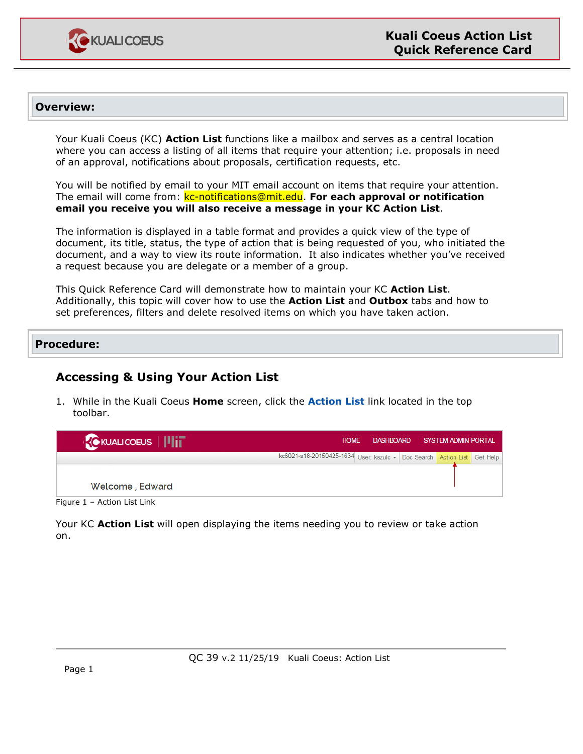# Kuali Coeus Action List Quick Reference Card

## Overview:

Your Kuali Coeus (KC) **Action List** functions like a mailbox and serves as a central location where you can access a listing of all items that require your attention; i.e. proposals in need of an approval, notifications about proposals, certification requests, etc.

You will be notified by email to your MIT email account on items that require your attention. The email will come from: kc-notifications@mit.edu. **For each approval or notification email you receive you will also receive a message in your KC Action List**.

The information is displayed in a table format and provides a quick view of the type of document, its title, status, the type of action that is being requested of you, who initiated the document, and a way to view its route information. It also indicates whether you've received a request because you are delegate or a member of a group.

This Quick Reference Card will demonstrate how to maintain your KC **Action List**. Additionally, this topic will cover how to use the **Action List** and **Outbox** tabs and how to set preferences, filters and delete resolved items on which you have taken action.

## Procedure:

### Accessing & Using Your Action List

1. While in the Kuali Coeus **Home** screen, click the **Action List** link located in the top toolbar.

Figure 1 – Action List Link

Your KC **Action List** will open displaying the items needing you to review or take action on.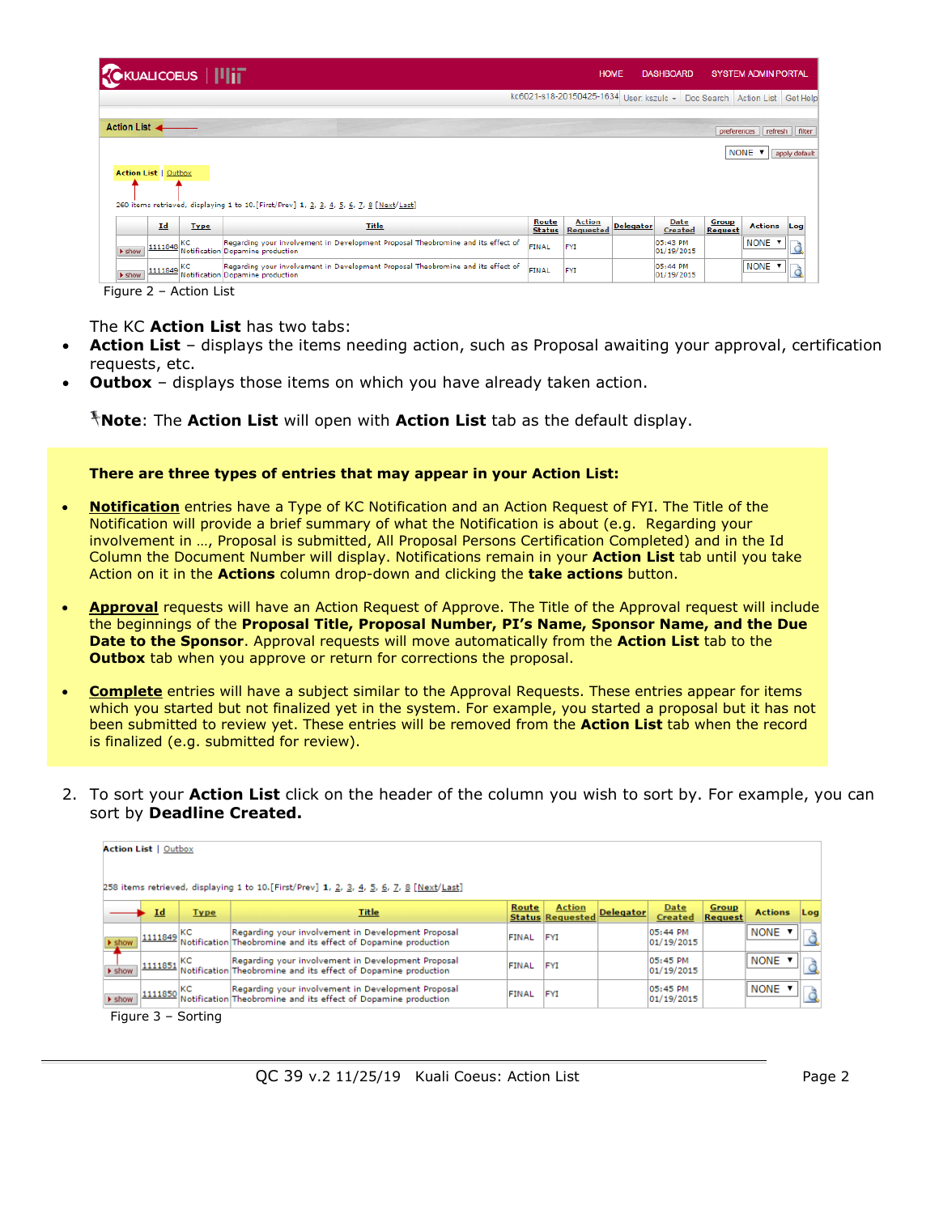Figure 2 – Action List

The KC **Action List** has two tabs:

- **Action List** – displays the items needing action, such as Proposal awaiting your approval, certification requests, etc.
- **Outbox** – displays those items on which you have already taken action.

**Note**: The **Action List** will open with **Action List** tab as the default display.

**There are three types of entries that may appear in your Action List:**

- **Notification** entries have a Type of KC Notification and an Action Request of FYI. The Title of the Notification will provide a brief summary of what the Notification is about (e.g. Regarding your involvement in …, Proposal is submitted, All Proposal Persons Certification Completed) and in the Id Column the Document Number will display. Notifications remain in your **Action List** tab until you take Action on it in the **Actions** column drop-down and clicking the **take actions** button.

- **Approval** requests will have an Action Request of Approve. The Title of the Approval request will include the beginnings of the **Proposal Title, Proposal Number, PI's Name, Sponsor Name, and the Due Date to the Sponsor**. Approval requests will move automatically from the **Action List** tab to the **Outbox** tab when you approve or return for corrections the proposal.

- **Complete** entries will have a subject similar to the Approval Requests. These entries appear for items which you started but not finalized yet in the system. For example, you started a proposal but it has not been submitted to review yet. These entries will be removed from the **Action List** tab when the record is finalized (e.g. submitted for review).

2. To sort your **Action List** click on the header of the column you wish to sort by. For example, you can sort by **Deadline Created.**

Figure 3 – Sorting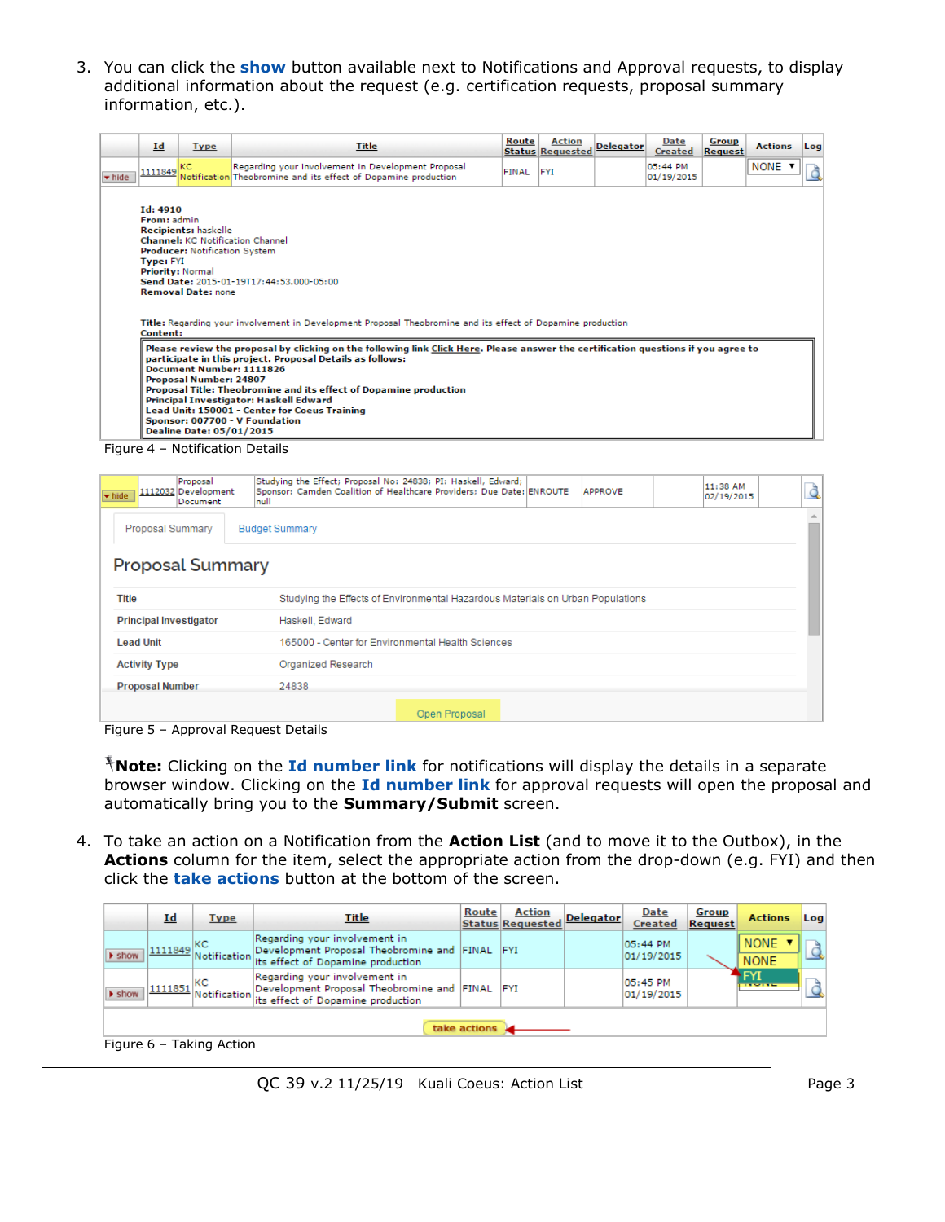3. You can click the **show** button available next to Notifications and Approval requests, to display additional information about the request (e.g. certification requests, proposal summary information, etc.).

Figure 4 – Notification Details

Figure 5 – Approval Request Details

**Note:** Clicking on the **Id number link** for notifications will display the details in a separate browser window. Clicking on the **Id number link** for approval requests will open the proposal and automatically bring you to the **Summary/Submit** screen.

4. To take an action on a Notification from the **Action List** (and to move it to the Outbox), in the **Actions** column for the item, select the appropriate action from the drop-down (e.g. FYI) and then click the **take actions** button at the bottom of the screen.

Figure 6 – Taking Action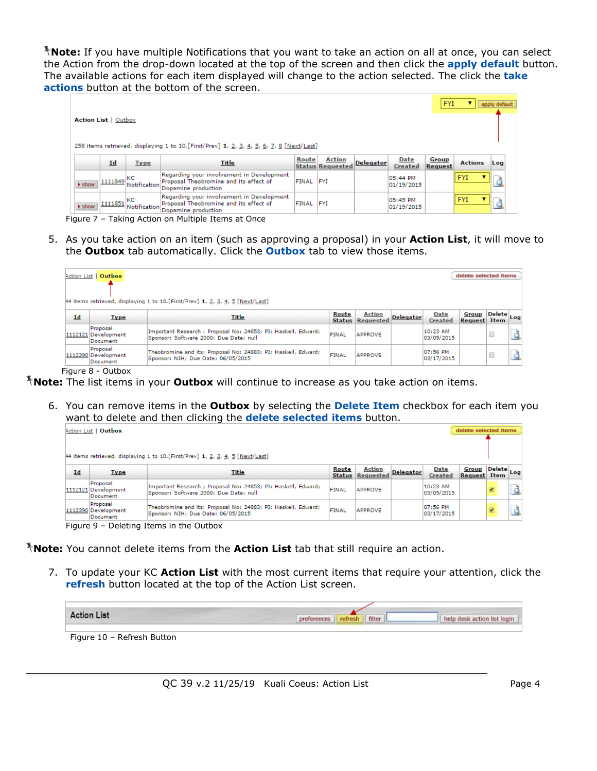**Note:** If you have multiple Notifications that you want to take an action on all at once, you can select the Action from the drop-down located at the top of the screen and then click the **apply default** button. The available actions for each item displayed will change to the action selected. The click the **take actions** button at the bottom of the screen.

Figure 7 – Taking Action on Multiple Items at Once

5. As you take action on an item (such as approving a proposal) in your **Action List**, it will move to the **Outbox** tab automatically. Click the **Outbox** tab to view those items.

Figure 8 - Outbox

**Note:** The list items in your **Outbox** will continue to increase as you take action on items.

6. You can remove items in the **Outbox** by selecting the **Delete Item** checkbox for each item you want to delete and then clicking the **delete selected items** button.

Figure 9 – Deleting Items in the Outbox

**Note:** You cannot delete items from the **Action List** tab that still require an action.

7. To update your KC **Action List** with the most current items that require your attention, click the **refresh** button located at the top of the Action List screen.

Figure 10 – Refresh Button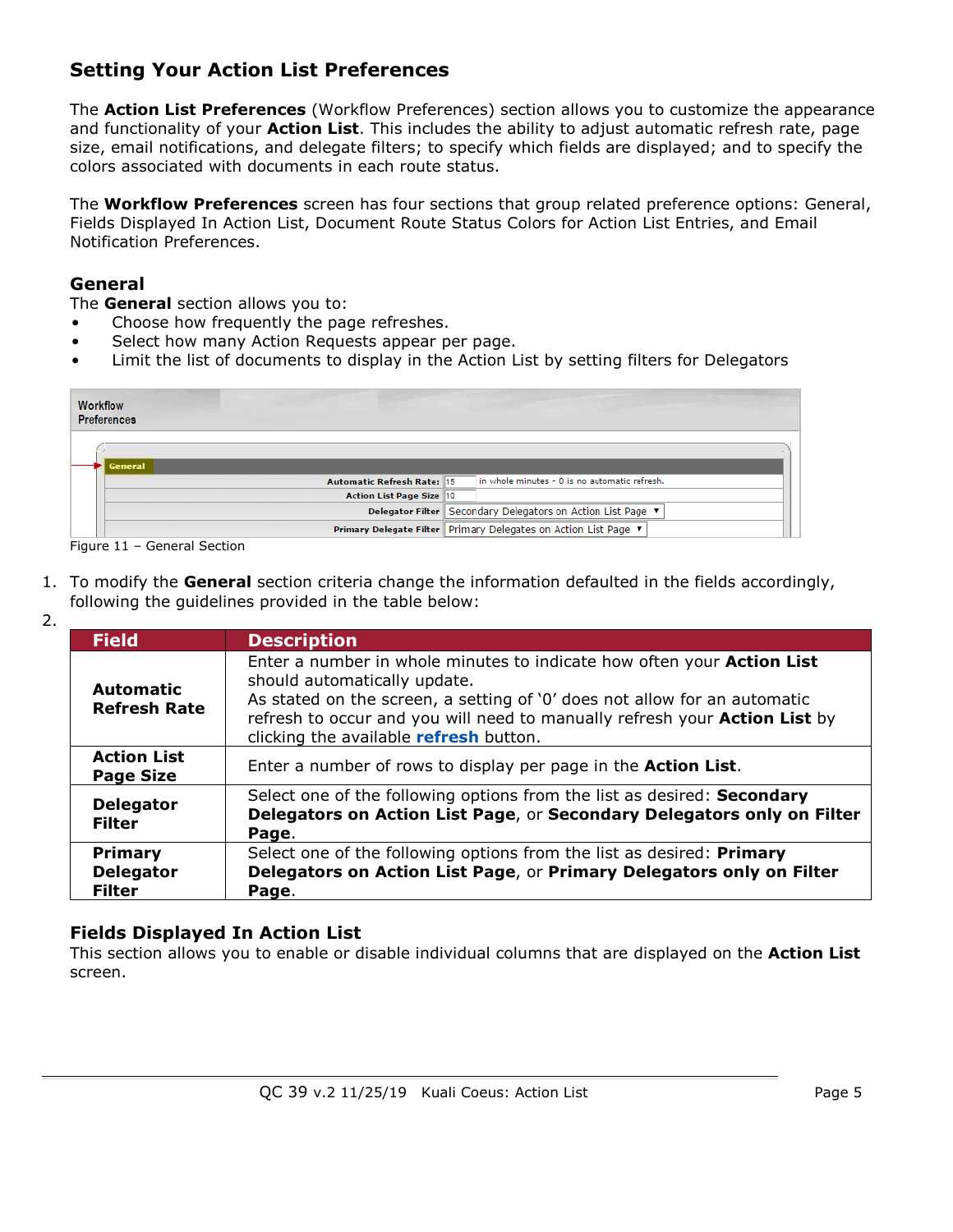## Setting Your Action List Preferences

The **Action List Preferences** (Workflow Preferences) section allows you to customize the appearance and functionality of your **Action List**. This includes the ability to adjust automatic refresh rate, page size, email notifications, and delegate filters; to specify which fields are displayed; and to specify the colors associated with documents in each route status.

The **Workflow Preferences** screen has four sections that group related preference options: General, Fields Displayed In Action List, Document Route Status Colors for Action List Entries, and Email Notification Preferences.

### General

The **General** section allows you to:

- Choose how frequently the page refreshes.
- Select how many Action Requests appear per page.
- Limit the list of documents to display in the Action List by setting filters for Delegators

Figure 11 – General Section

1. To modify the **General** section criteria change the information defaulted in the fields accordingly, following the guidelines provided in the table below:
2. 

| Field | Description |
|---|---|
| **Automatic Refresh Rate** | Enter a number in whole minutes to indicate how often your **Action List** should automatically update. As stated on the screen, a setting of '0' does not allow for an automatic refresh to occur and you will need to manually refresh your **Action List** by clicking the available **refresh** button. |
| **Action List Page Size** | Enter a number of rows to display per page in the **Action List**. |
| **Delegator Filter** | Select one of the following options from the list as desired: **Secondary Delegators on Action List Page**, or **Secondary Delegators only on Filter Page**. |
| **Primary Delegator Filter** | Select one of the following options from the list as desired: **Primary Delegators on Action List Page**, or **Primary Delegators only on Filter Page**. |

### Fields Displayed In Action List

This section allows you to enable or disable individual columns that are displayed on the **Action List** screen.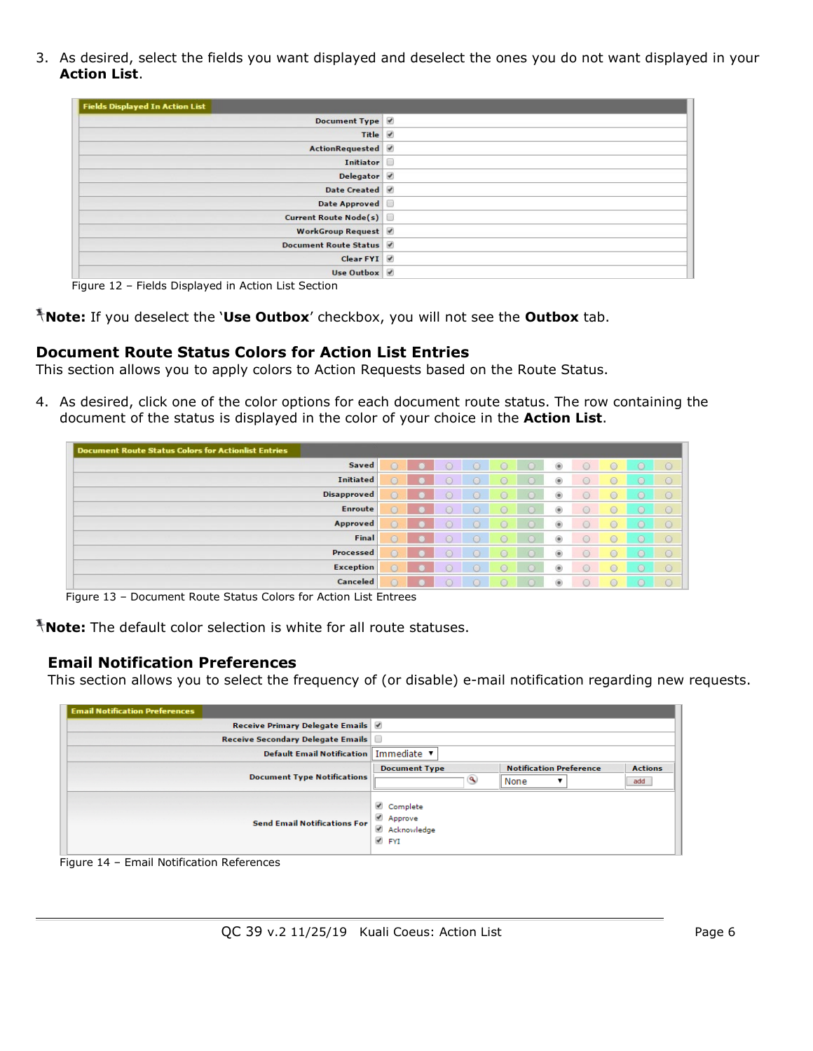3. As desired, select the fields you want displayed and deselect the ones you do not want displayed in your **Action List**.

| Fields Displayed In Action List | |
|---|---|
| Document Type | ☑ |
| Title | ☑ |
| ActionRequested | ☑ |
| Initiator | ☐ |
| Delegator | ☑ |
| Date Created | ☑ |
| Date Approved | ☐ |
| Current Route Node(s) | ☐ |
| WorkGroup Request | ☑ |
| Document Route Status | ☑ |
| Clear FYI | ☑ |
| Use Outbox | ☑ |

Figure 12 – Fields Displayed in Action List Section

**Note:** If you deselect the '**Use Outbox**' checkbox, you will not see the **Outbox** tab.

### Document Route Status Colors for Action List Entries

This section allows you to apply colors to Action Requests based on the Route Status.

4. As desired, click one of the color options for each document route status. The row containing the document of the status is displayed in the color of your choice in the **Action List**.

| Document Route Status Colors for Actionlist Entries |
|---|
| Saved |
| Initiated |
| Disapproved |
| Enroute |
| Approved |
| Final |
| Processed |
| Exception |
| Canceled |

Figure 13 – Document Route Status Colors for Action List Entrees

**Note:** The default color selection is white for all route statuses.

### Email Notification Preferences

This section allows you to select the frequency of (or disable) e-mail notification regarding new requests.

| Email Notification Preferences | | | |
|---|---|---|---|
| Receive Primary Delegate Emails | ☑ | | |
| Receive Secondary Delegate Emails | ☐ | | |
| Default Email Notification | Immediate | | |
| Document Type Notifications | **Document Type** | **Notification Preference** | **Actions** |
| | | None | add |
| Send Email Notifications For | ☑ Complete<br>☑ Approve<br>☑ Acknowledge<br>☑ FYI | | |

Figure 14 – Email Notification References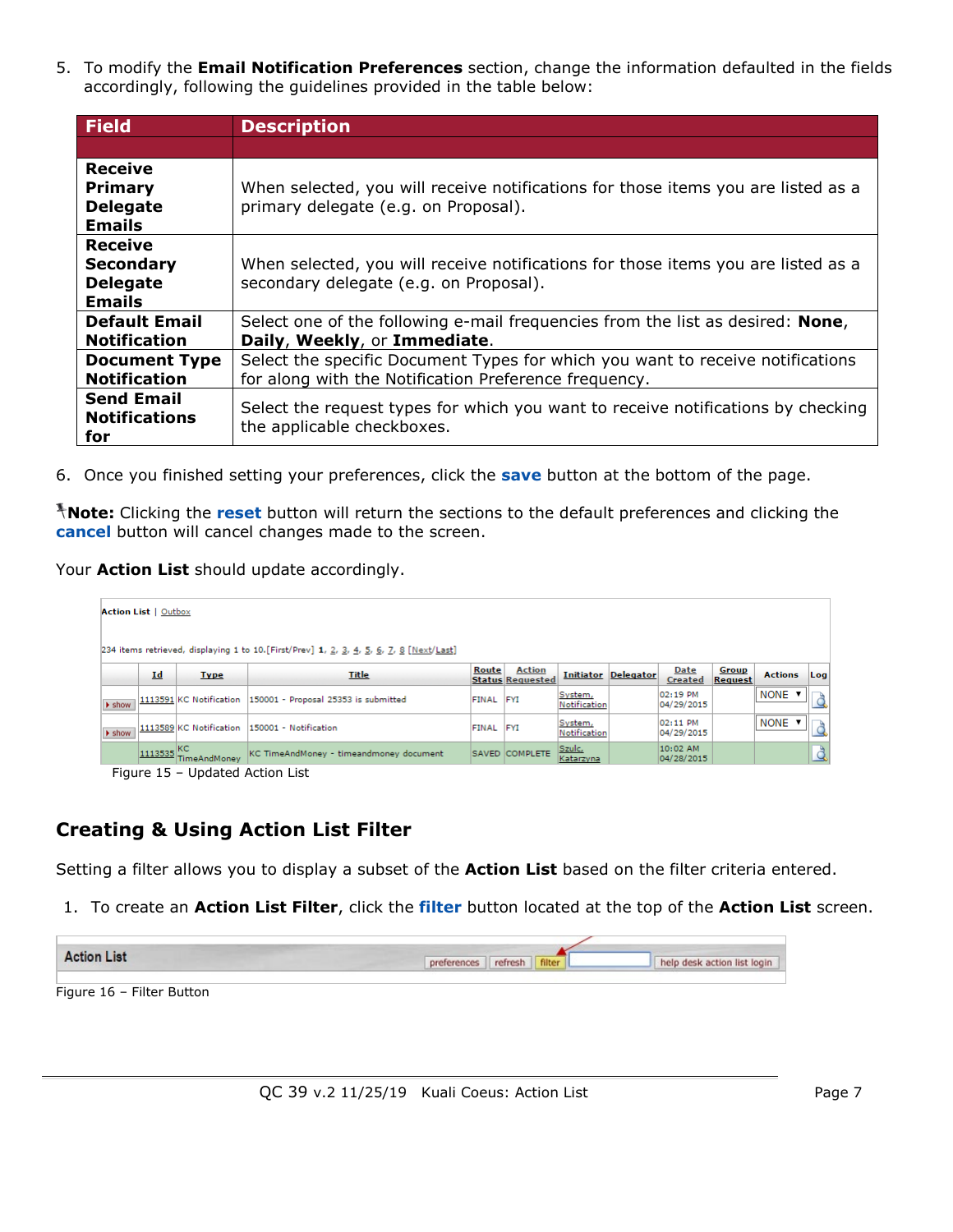5. To modify the **Email Notification Preferences** section, change the information defaulted in the fields accordingly, following the guidelines provided in the table below:

| Field | Description |
|---|---|
| | |
| **Receive Primary Delegate Emails** | When selected, you will receive notifications for those items you are listed as a primary delegate (e.g. on Proposal). |
| **Receive Secondary Delegate Emails** | When selected, you will receive notifications for those items you are listed as a secondary delegate (e.g. on Proposal). |
| **Default Email Notification** | Select one of the following e-mail frequencies from the list as desired: **None**, **Daily**, **Weekly**, or **Immediate**. |
| **Document Type Notification** | Select the specific Document Types for which you want to receive notifications for along with the Notification Preference frequency. |
| **Send Email Notifications for** | Select the request types for which you want to receive notifications by checking the applicable checkboxes. |

6. Once you finished setting your preferences, click the **save** button at the bottom of the page.

**Note:** Clicking the **reset** button will return the sections to the default preferences and clicking the **cancel** button will cancel changes made to the screen.

Your **Action List** should update accordingly.

Figure 15 – Updated Action List

## Creating & Using Action List Filter

Setting a filter allows you to display a subset of the **Action List** based on the filter criteria entered.

1. To create an **Action List Filter**, click the **filter** button located at the top of the **Action List** screen.

Figure 16 – Filter Button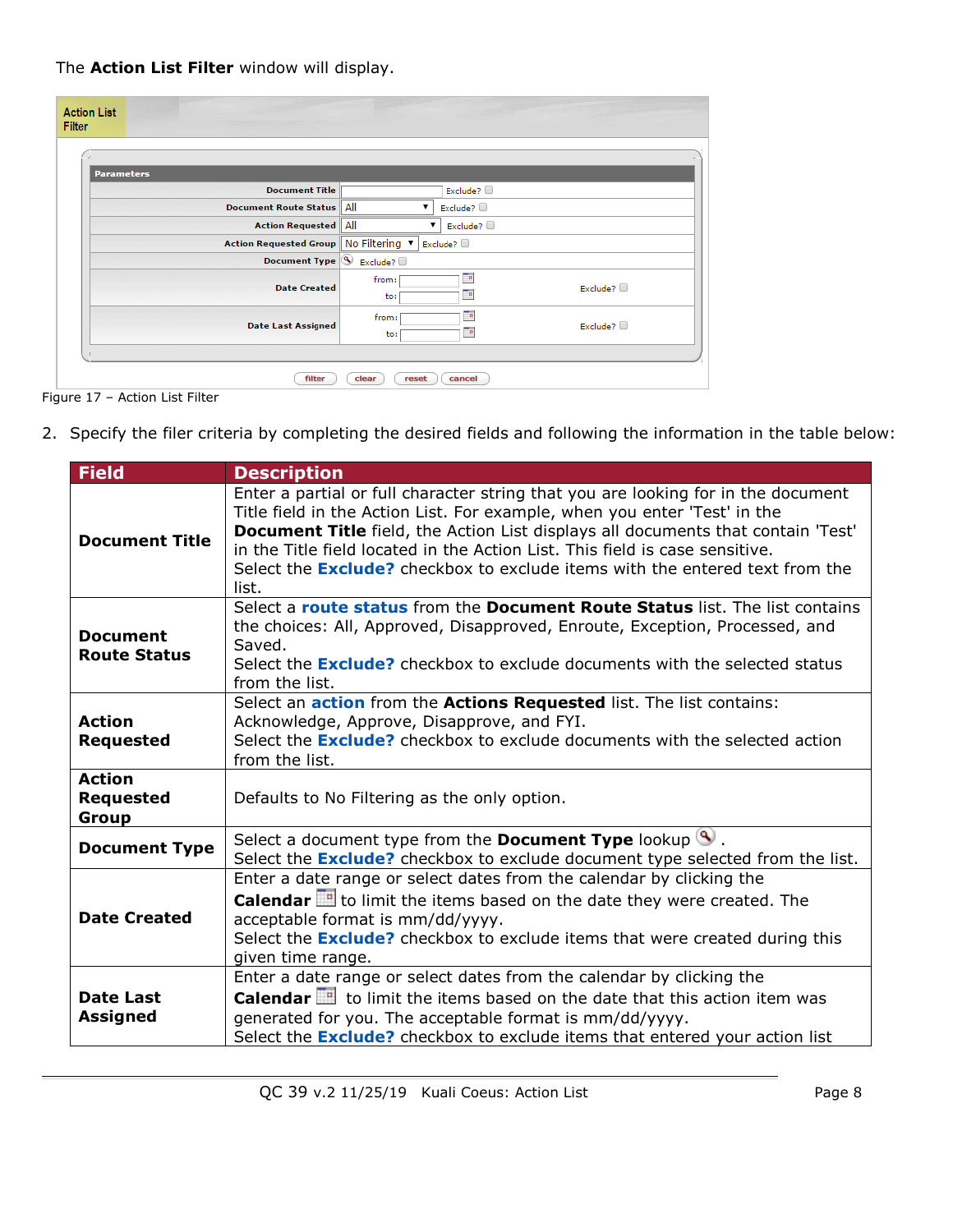The **Action List Filter** window will display.

Figure 17 – Action List Filter

2. Specify the filer criteria by completing the desired fields and following the information in the table below:

| Field | Description |
|---|---|
| **Document Title** | Enter a partial or full character string that you are looking for in the document Title field in the Action List. For example, when you enter 'Test' in the **Document Title** field, the Action List displays all documents that contain 'Test' in the Title field located in the Action List. This field is case sensitive. Select the **Exclude?** checkbox to exclude items with the entered text from the list. |
| **Document Route Status** | Select a **route status** from the **Document Route Status** list. The list contains the choices: All, Approved, Disapproved, Enroute, Exception, Processed, and Saved. Select the **Exclude?** checkbox to exclude documents with the selected status from the list. |
| **Action Requested** | Select an **action** from the **Actions Requested** list. The list contains: Acknowledge, Approve, Disapprove, and FYI. Select the **Exclude?** checkbox to exclude documents with the selected action from the list. |
| **Action Requested Group** | Defaults to No Filtering as the only option. |
| **Document Type** | Select a document type from the **Document Type** lookup . Select the **Exclude?** checkbox to exclude document type selected from the list. |
| **Date Created** | Enter a date range or select dates from the calendar by clicking the **Calendar** to limit the items based on the date they were created. The acceptable format is mm/dd/yyyy. Select the **Exclude?** checkbox to exclude items that were created during this given time range. |
| **Date Last Assigned** | Enter a date range or select dates from the calendar by clicking the **Calendar** to limit the items based on the date that this action item was generated for you. The acceptable format is mm/dd/yyyy. Select the **Exclude?** checkbox to exclude items that entered your action list |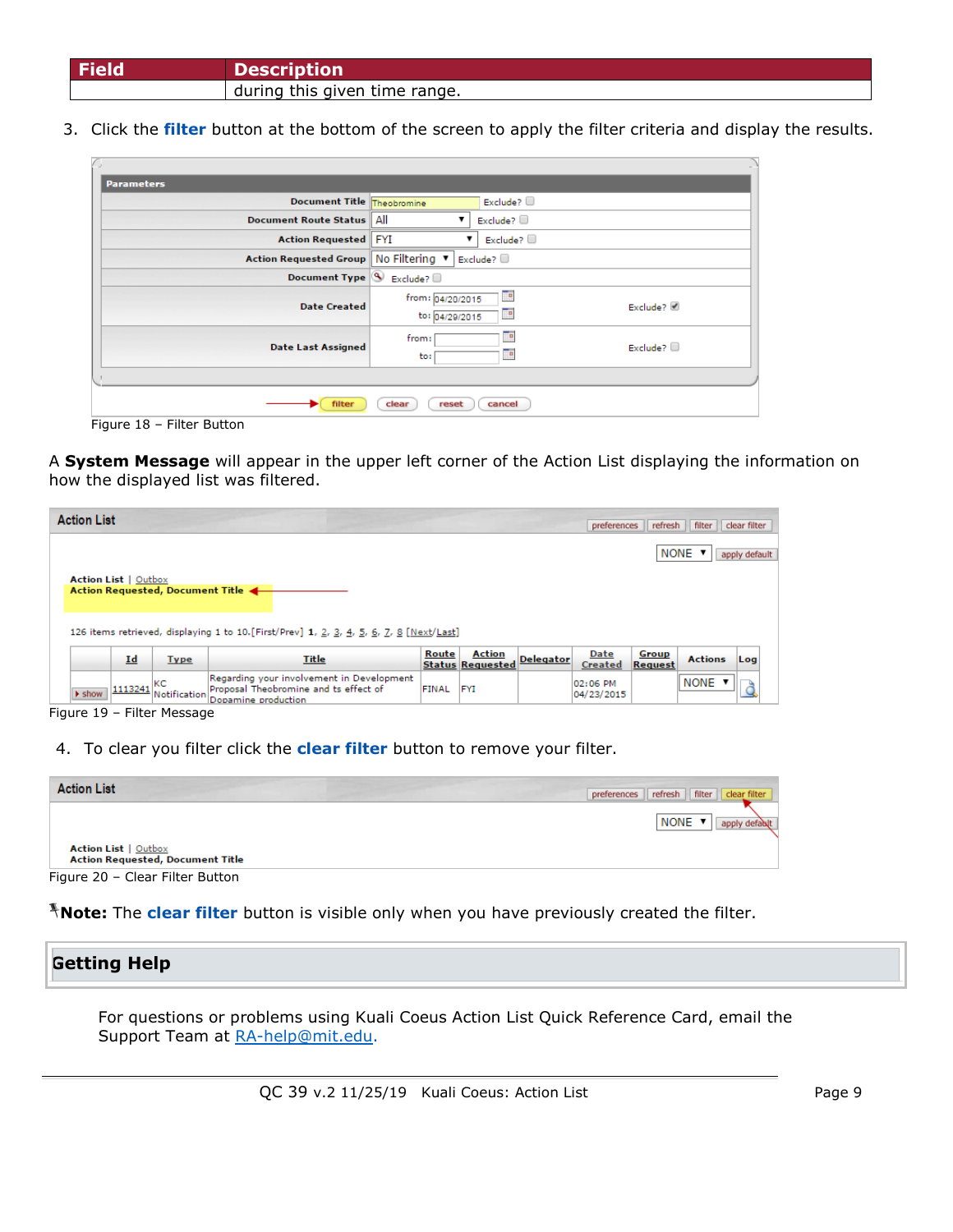| Field | Description |
| --- | --- |
| | during this given time range. |

3. Click the **filter** button at the bottom of the screen to apply the filter criteria and display the results.

Figure 18 – Filter Button

A **System Message** will appear in the upper left corner of the Action List displaying the information on how the displayed list was filtered.

Figure 19 – Filter Message

4. To clear you filter click the **clear filter** button to remove your filter.

Figure 20 – Clear Filter Button

**Note:** The **clear filter** button is visible only when you have previously created the filter.

## Getting Help

For questions or problems using Kuali Coeus Action List Quick Reference Card, email the Support Team at RA-help@mit.edu.

QC 39 v.2 11/25/19 Kuali Coeus: Action List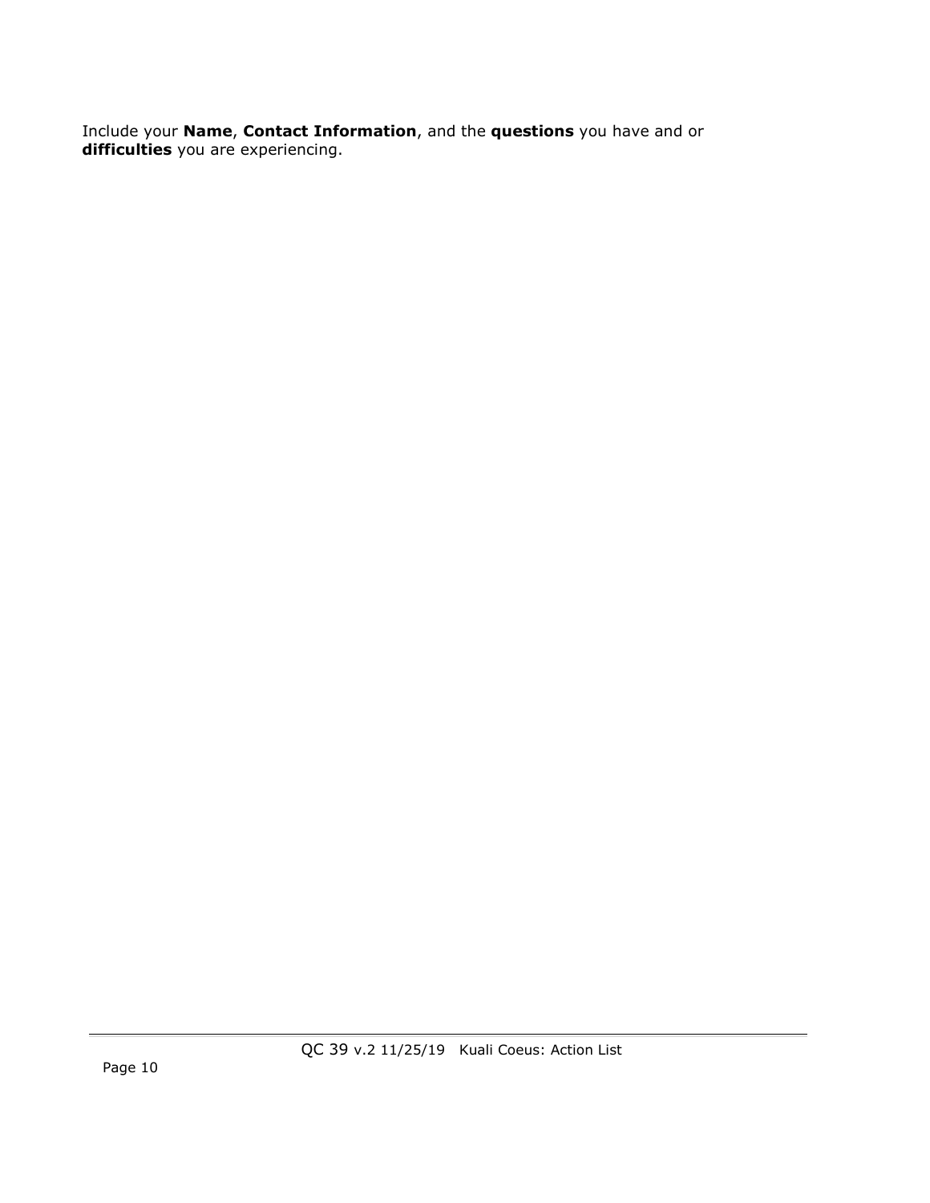Include your **Name**, **Contact Information**, and the **questions** you have and or **difficulties** you are experiencing.